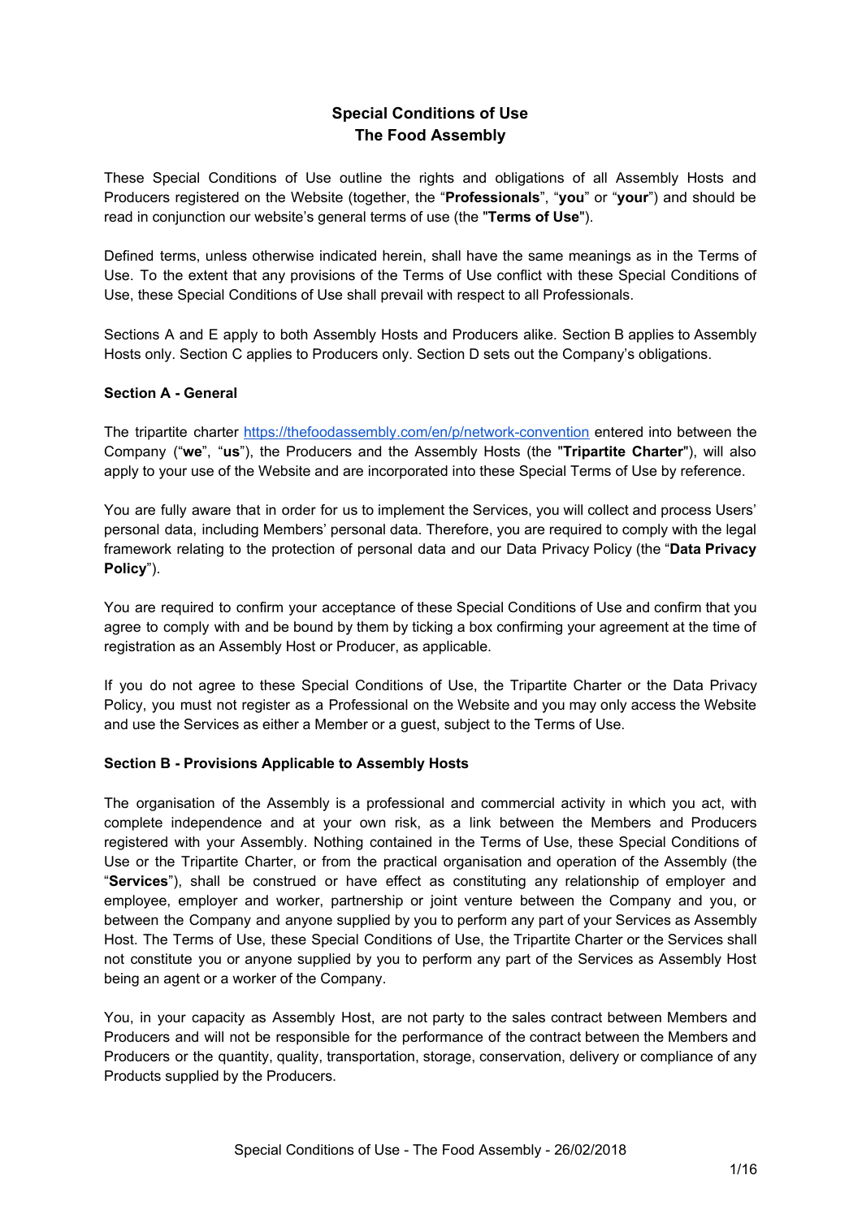# Special Conditions of Use
# The Food Assembly

These Special Conditions of Use outline the rights and obligations of all Assembly Hosts and Producers registered on the Website (together, the "**Professionals**", "**you**" or "**your**") and should be read in conjunction our website's general terms of use (the "**Terms of Use**").

Defined terms, unless otherwise indicated herein, shall have the same meanings as in the Terms of Use. To the extent that any provisions of the Terms of Use conflict with these Special Conditions of Use, these Special Conditions of Use shall prevail with respect to all Professionals.

Sections A and E apply to both Assembly Hosts and Producers alike. Section B applies to Assembly Hosts only. Section C applies to Producers only. Section D sets out the Company's obligations.

**Section A - General**

The tripartite charter [https://thefoodassembly.com/en/p/network-convention](https://thefoodassembly.com/en/p/network-convention) entered into between the Company ("**we**", "**us**"), the Producers and the Assembly Hosts (the "**Tripartite Charter**"), will also apply to your use of the Website and are incorporated into these Special Terms of Use by reference.

You are fully aware that in order for us to implement the Services, you will collect and process Users' personal data, including Members' personal data. Therefore, you are required to comply with the legal framework relating to the protection of personal data and our Data Privacy Policy (the "**Data Privacy Policy**").

You are required to confirm your acceptance of these Special Conditions of Use and confirm that you agree to comply with and be bound by them by ticking a box confirming your agreement at the time of registration as an Assembly Host or Producer, as applicable.

If you do not agree to these Special Conditions of Use, the Tripartite Charter or the Data Privacy Policy, you must not register as a Professional on the Website and you may only access the Website and use the Services as either a Member or a guest, subject to the Terms of Use.

**Section B - Provisions Applicable to Assembly Hosts**

The organisation of the Assembly is a professional and commercial activity in which you act, with complete independence and at your own risk, as a link between the Members and Producers registered with your Assembly. Nothing contained in the Terms of Use, these Special Conditions of Use or the Tripartite Charter, or from the practical organisation and operation of the Assembly (the "**Services**"), shall be construed or have effect as constituting any relationship of employer and employee, employer and worker, partnership or joint venture between the Company and you, or between the Company and anyone supplied by you to perform any part of your Services as Assembly Host. The Terms of Use, these Special Conditions of Use, the Tripartite Charter or the Services shall not constitute you or anyone supplied by you to perform any part of the Services as Assembly Host being an agent or a worker of the Company.

You, in your capacity as Assembly Host, are not party to the sales contract between Members and Producers and will not be responsible for the performance of the contract between the Members and Producers or the quantity, quality, transportation, storage, conservation, delivery or compliance of any Products supplied by the Producers.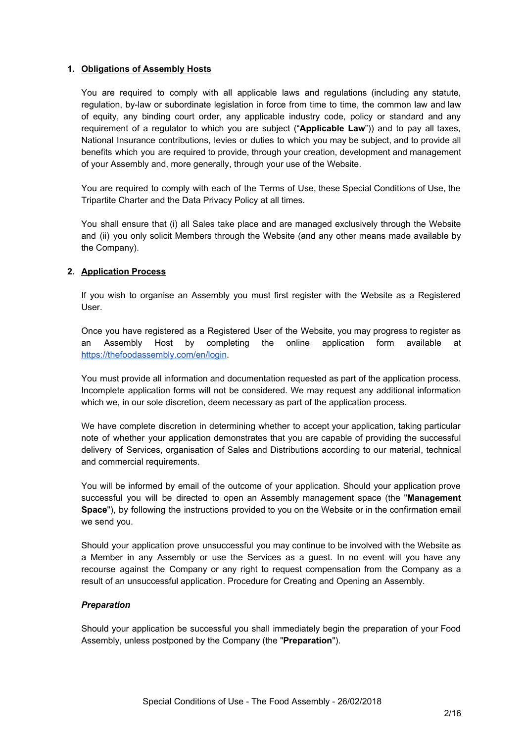## 1. Obligations of Assembly Hosts

You are required to comply with all applicable laws and regulations (including any statute, regulation, by-law or subordinate legislation in force from time to time, the common law and law of equity, any binding court order, any applicable industry code, policy or standard and any requirement of a regulator to which you are subject ("**Applicable Law**")) and to pay all taxes, National Insurance contributions, levies or duties to which you may be subject, and to provide all benefits which you are required to provide, through your creation, development and management of your Assembly and, more generally, through your use of the Website.

You are required to comply with each of the Terms of Use, these Special Conditions of Use, the Tripartite Charter and the Data Privacy Policy at all times.

You shall ensure that (i) all Sales take place and are managed exclusively through the Website and (ii) you only solicit Members through the Website (and any other means made available by the Company).

## 2. Application Process

If you wish to organise an Assembly you must first register with the Website as a Registered User.

Once you have registered as a Registered User of the Website, you may progress to register as an Assembly Host by completing the online application form available at [https://thefoodassembly.com/en/login](https://thefoodassembly.com/en/login).

You must provide all information and documentation requested as part of the application process. Incomplete application forms will not be considered. We may request any additional information which we, in our sole discretion, deem necessary as part of the application process.

We have complete discretion in determining whether to accept your application, taking particular note of whether your application demonstrates that you are capable of providing the successful delivery of Services, organisation of Sales and Distributions according to our material, technical and commercial requirements.

You will be informed by email of the outcome of your application. Should your application prove successful you will be directed to open an Assembly management space (the "**Management Space**"), by following the instructions provided to you on the Website or in the confirmation email we send you.

Should your application prove unsuccessful you may continue to be involved with the Website as a Member in any Assembly or use the Services as a guest. In no event will you have any recourse against the Company or any right to request compensation from the Company as a result of an unsuccessful application. Procedure for Creating and Opening an Assembly.

***Preparation***

Should your application be successful you shall immediately begin the preparation of your Food Assembly, unless postponed by the Company (the "**Preparation**").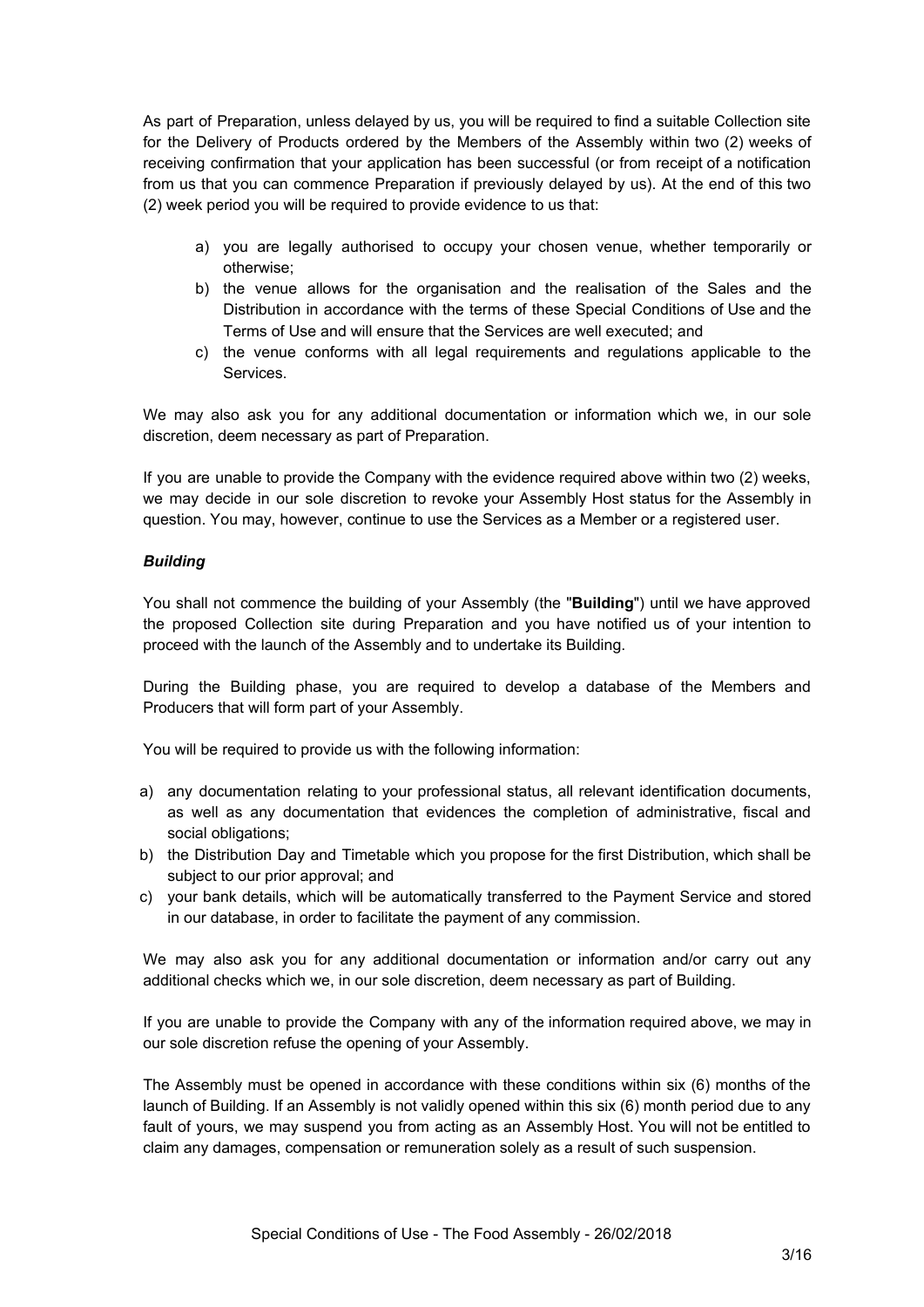As part of Preparation, unless delayed by us, you will be required to find a suitable Collection site for the Delivery of Products ordered by the Members of the Assembly within two (2) weeks of receiving confirmation that your application has been successful (or from receipt of a notification from us that you can commence Preparation if previously delayed by us). At the end of this two (2) week period you will be required to provide evidence to us that:

a) you are legally authorised to occupy your chosen venue, whether temporarily or otherwise;
b) the venue allows for the organisation and the realisation of the Sales and the Distribution in accordance with the terms of these Special Conditions of Use and the Terms of Use and will ensure that the Services are well executed; and
c) the venue conforms with all legal requirements and regulations applicable to the Services.

We may also ask you for any additional documentation or information which we, in our sole discretion, deem necessary as part of Preparation.

If you are unable to provide the Company with the evidence required above within two (2) weeks, we may decide in our sole discretion to revoke your Assembly Host status for the Assembly in question. You may, however, continue to use the Services as a Member or a registered user.

***Building***

You shall not commence the building of your Assembly (the "**Building**") until we have approved the proposed Collection site during Preparation and you have notified us of your intention to proceed with the launch of the Assembly and to undertake its Building.

During the Building phase, you are required to develop a database of the Members and Producers that will form part of your Assembly.

You will be required to provide us with the following information:

a) any documentation relating to your professional status, all relevant identification documents, as well as any documentation that evidences the completion of administrative, fiscal and social obligations;
b) the Distribution Day and Timetable which you propose for the first Distribution, which shall be subject to our prior approval; and
c) your bank details, which will be automatically transferred to the Payment Service and stored in our database, in order to facilitate the payment of any commission.

We may also ask you for any additional documentation or information and/or carry out any additional checks which we, in our sole discretion, deem necessary as part of Building.

If you are unable to provide the Company with any of the information required above, we may in our sole discretion refuse the opening of your Assembly.

The Assembly must be opened in accordance with these conditions within six (6) months of the launch of Building. If an Assembly is not validly opened within this six (6) month period due to any fault of yours, we may suspend you from acting as an Assembly Host. You will not be entitled to claim any damages, compensation or remuneration solely as a result of such suspension.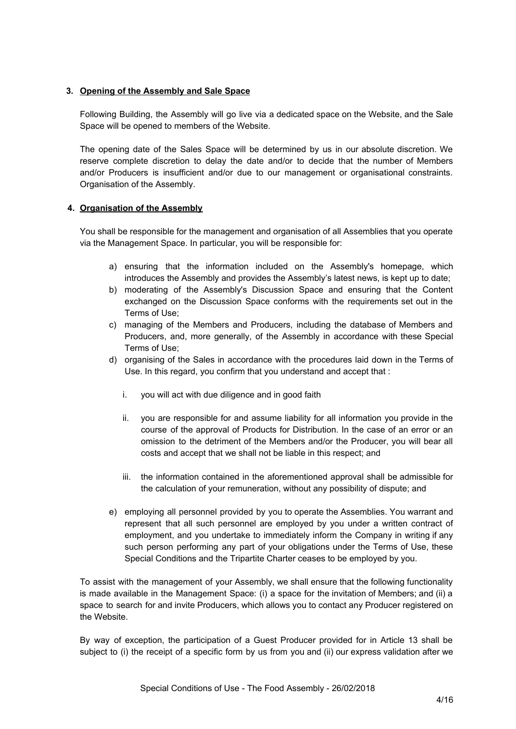## 3. Opening of the Assembly and Sale Space

Following Building, the Assembly will go live via a dedicated space on the Website, and the Sale Space will be opened to members of the Website.

The opening date of the Sales Space will be determined by us in our absolute discretion. We reserve complete discretion to delay the date and/or to decide that the number of Members and/or Producers is insufficient and/or due to our management or organisational constraints. Organisation of the Assembly.

## 4. Organisation of the Assembly

You shall be responsible for the management and organisation of all Assemblies that you operate via the Management Space. In particular, you will be responsible for:

a) ensuring that the information included on the Assembly's homepage, which introduces the Assembly and provides the Assembly's latest news, is kept up to date;
b) moderating of the Assembly's Discussion Space and ensuring that the Content exchanged on the Discussion Space conforms with the requirements set out in the Terms of Use;
c) managing of the Members and Producers, including the database of Members and Producers, and, more generally, of the Assembly in accordance with these Special Terms of Use;
d) organising of the Sales in accordance with the procedures laid down in the Terms of Use. In this regard, you confirm that you understand and accept that :

    i. you will act with due diligence and in good faith

    ii. you are responsible for and assume liability for all information you provide in the course of the approval of Products for Distribution. In the case of an error or an omission to the detriment of the Members and/or the Producer, you will bear all costs and accept that we shall not be liable in this respect; and

    iii. the information contained in the aforementioned approval shall be admissible for the calculation of your remuneration, without any possibility of dispute; and

e) employing all personnel provided by you to operate the Assemblies. You warrant and represent that all such personnel are employed by you under a written contract of employment, and you undertake to immediately inform the Company in writing if any such person performing any part of your obligations under the Terms of Use, these Special Conditions and the Tripartite Charter ceases to be employed by you.

To assist with the management of your Assembly, we shall ensure that the following functionality is made available in the Management Space: (i) a space for the invitation of Members; and (ii) a space to search for and invite Producers, which allows you to contact any Producer registered on the Website.

By way of exception, the participation of a Guest Producer provided for in Article 13 shall be subject to (i) the receipt of a specific form by us from you and (ii) our express validation after we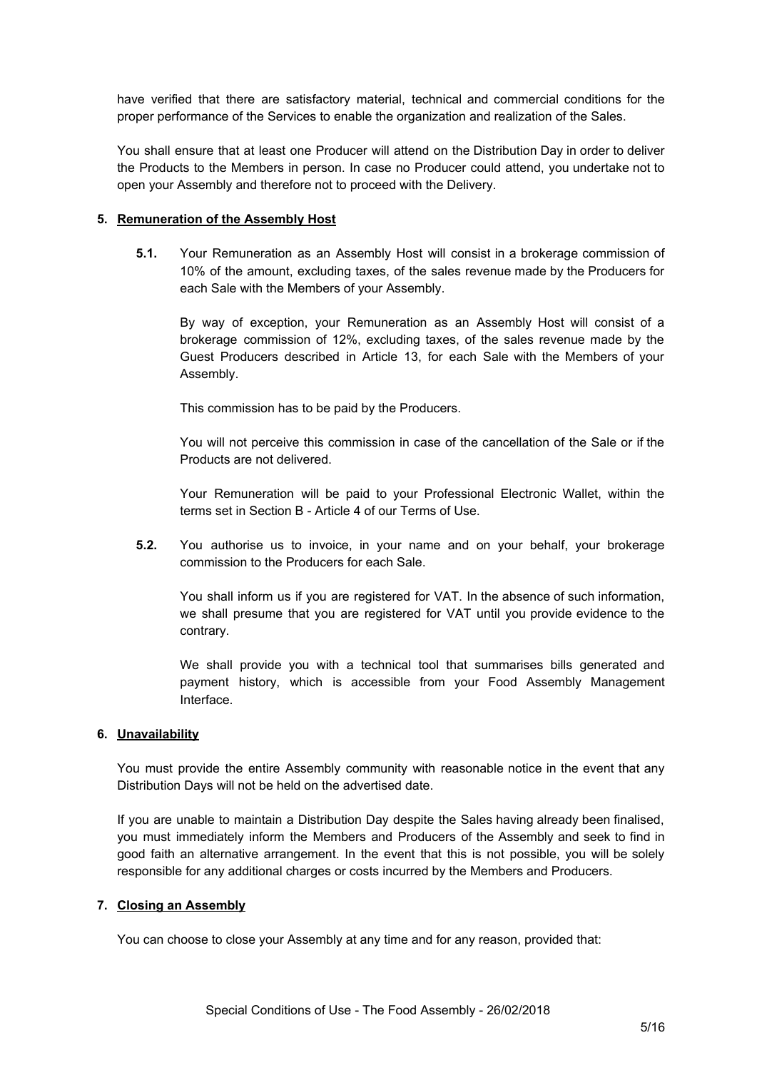have verified that there are satisfactory material, technical and commercial conditions for the proper performance of the Services to enable the organization and realization of the Sales.

You shall ensure that at least one Producer will attend on the Distribution Day in order to deliver the Products to the Members in person. In case no Producer could attend, you undertake not to open your Assembly and therefore not to proceed with the Delivery.

## 5. Remuneration of the Assembly Host

**5.1.** Your Remuneration as an Assembly Host will consist in a brokerage commission of 10% of the amount, excluding taxes, of the sales revenue made by the Producers for each Sale with the Members of your Assembly.

By way of exception, your Remuneration as an Assembly Host will consist of a brokerage commission of 12%, excluding taxes, of the sales revenue made by the Guest Producers described in Article 13, for each Sale with the Members of your Assembly.

This commission has to be paid by the Producers.

You will not perceive this commission in case of the cancellation of the Sale or if the Products are not delivered.

Your Remuneration will be paid to your Professional Electronic Wallet, within the terms set in Section B - Article 4 of our Terms of Use.

**5.2.** You authorise us to invoice, in your name and on your behalf, your brokerage commission to the Producers for each Sale.

You shall inform us if you are registered for VAT. In the absence of such information, we shall presume that you are registered for VAT until you provide evidence to the contrary.

We shall provide you with a technical tool that summarises bills generated and payment history, which is accessible from your Food Assembly Management Interface.

## 6. Unavailability

You must provide the entire Assembly community with reasonable notice in the event that any Distribution Days will not be held on the advertised date.

If you are unable to maintain a Distribution Day despite the Sales having already been finalised, you must immediately inform the Members and Producers of the Assembly and seek to find in good faith an alternative arrangement. In the event that this is not possible, you will be solely responsible for any additional charges or costs incurred by the Members and Producers.

## 7. Closing an Assembly

You can choose to close your Assembly at any time and for any reason, provided that: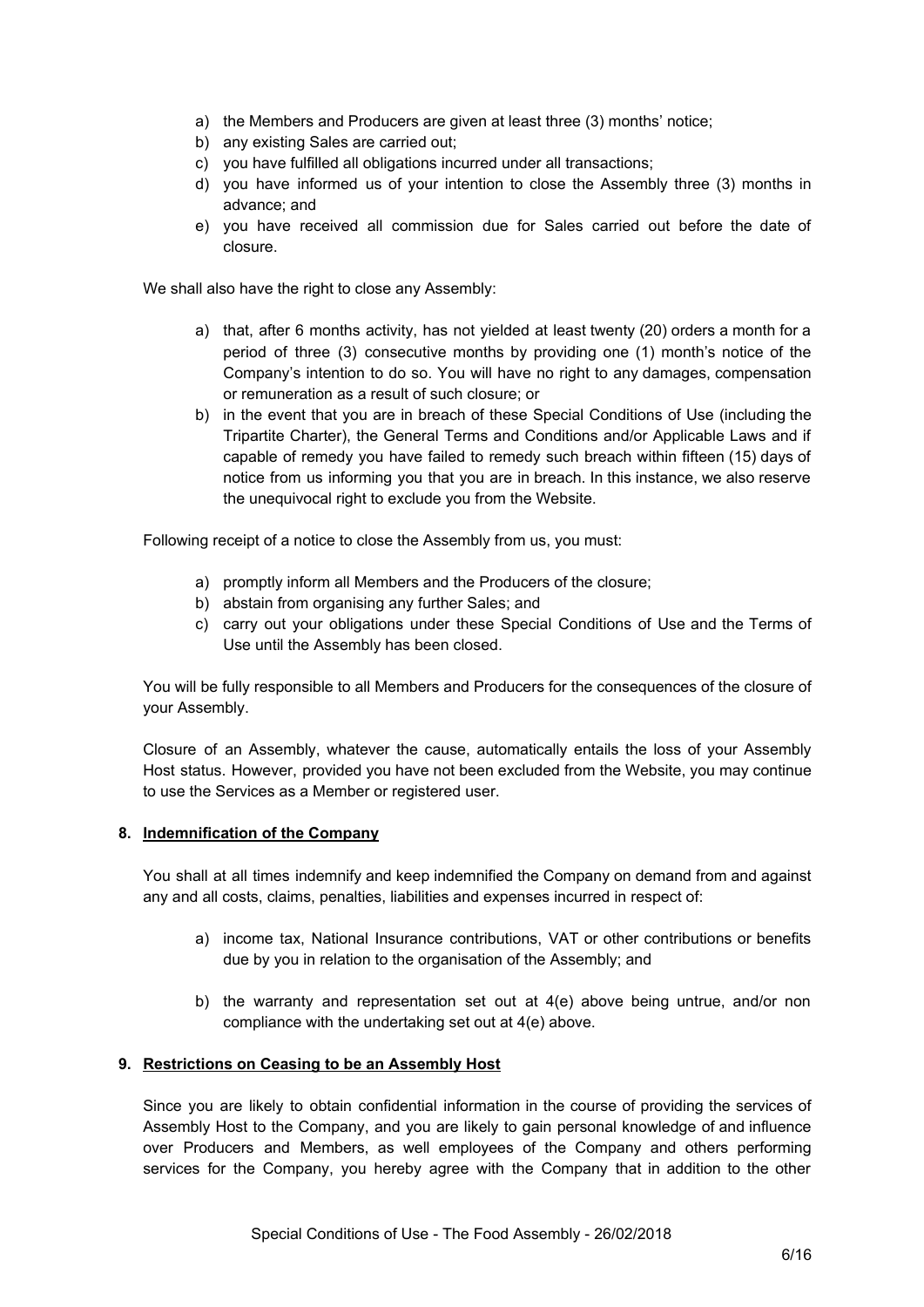a) the Members and Producers are given at least three (3) months' notice;
b) any existing Sales are carried out;
c) you have fulfilled all obligations incurred under all transactions;
d) you have informed us of your intention to close the Assembly three (3) months in advance; and
e) you have received all commission due for Sales carried out before the date of closure.

We shall also have the right to close any Assembly:

a) that, after 6 months activity, has not yielded at least twenty (20) orders a month for a period of three (3) consecutive months by providing one (1) month's notice of the Company's intention to do so. You will have no right to any damages, compensation or remuneration as a result of such closure; or
b) in the event that you are in breach of these Special Conditions of Use (including the Tripartite Charter), the General Terms and Conditions and/or Applicable Laws and if capable of remedy you have failed to remedy such breach within fifteen (15) days of notice from us informing you that you are in breach. In this instance, we also reserve the unequivocal right to exclude you from the Website.

Following receipt of a notice to close the Assembly from us, you must:

a) promptly inform all Members and the Producers of the closure;
b) abstain from organising any further Sales; and
c) carry out your obligations under these Special Conditions of Use and the Terms of Use until the Assembly has been closed.

You will be fully responsible to all Members and Producers for the consequences of the closure of your Assembly.

Closure of an Assembly, whatever the cause, automatically entails the loss of your Assembly Host status. However, provided you have not been excluded from the Website, you may continue to use the Services as a Member or registered user.

## 8. <u>Indemnification of the Company</u>

You shall at all times indemnify and keep indemnified the Company on demand from and against any and all costs, claims, penalties, liabilities and expenses incurred in respect of:

a) income tax, National Insurance contributions, VAT or other contributions or benefits due by you in relation to the organisation of the Assembly; and

b) the warranty and representation set out at 4(e) above being untrue, and/or non compliance with the undertaking set out at 4(e) above.

## 9. <u>Restrictions on Ceasing to be an Assembly Host</u>

Since you are likely to obtain confidential information in the course of providing the services of Assembly Host to the Company, and you are likely to gain personal knowledge of and influence over Producers and Members, as well employees of the Company and others performing services for the Company, you hereby agree with the Company that in addition to the other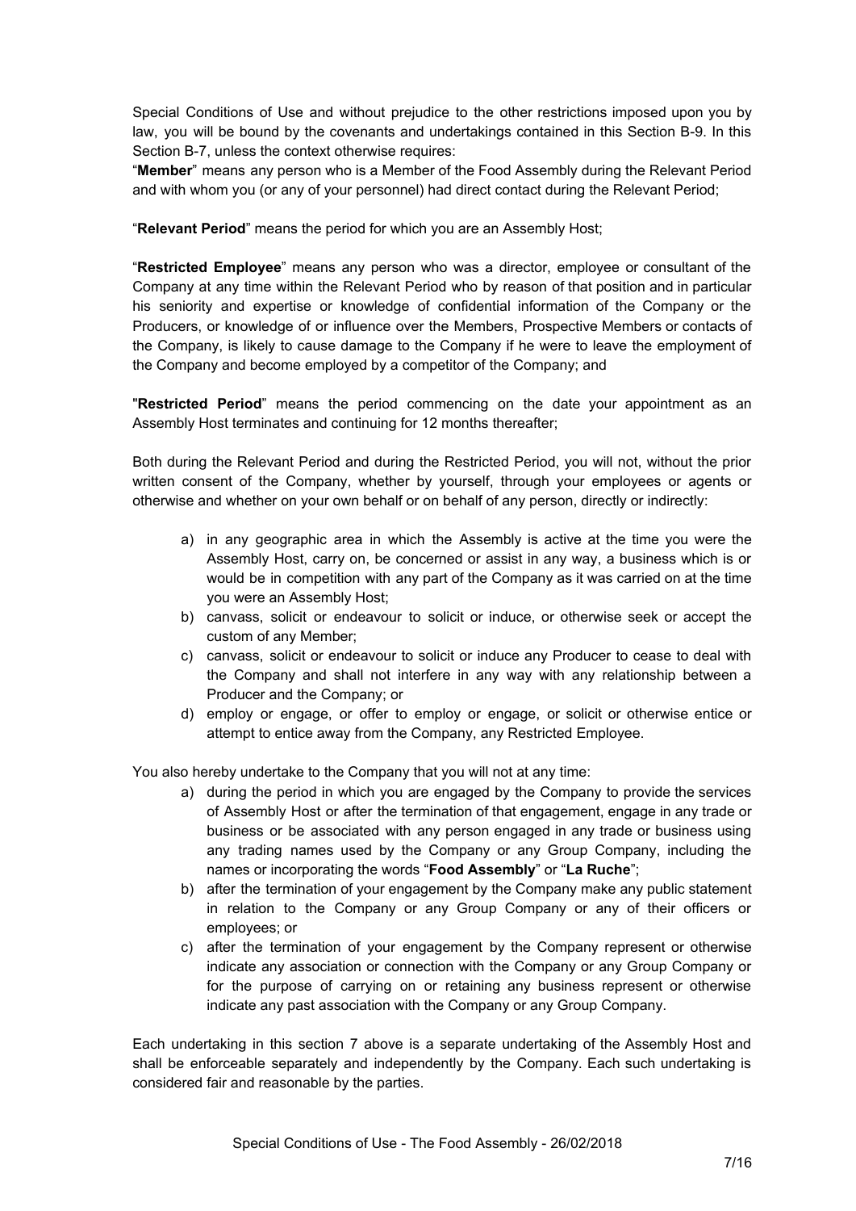Special Conditions of Use and without prejudice to the other restrictions imposed upon you by law, you will be bound by the covenants and undertakings contained in this Section B-9. In this Section B-7, unless the context otherwise requires:

"**Member**" means any person who is a Member of the Food Assembly during the Relevant Period and with whom you (or any of your personnel) had direct contact during the Relevant Period;

"**Relevant Period**" means the period for which you are an Assembly Host;

"**Restricted Employee**" means any person who was a director, employee or consultant of the Company at any time within the Relevant Period who by reason of that position and in particular his seniority and expertise or knowledge of confidential information of the Company or the Producers, or knowledge of or influence over the Members, Prospective Members or contacts of the Company, is likely to cause damage to the Company if he were to leave the employment of the Company and become employed by a competitor of the Company; and

"**Restricted Period**" means the period commencing on the date your appointment as an Assembly Host terminates and continuing for 12 months thereafter;

Both during the Relevant Period and during the Restricted Period, you will not, without the prior written consent of the Company, whether by yourself, through your employees or agents or otherwise and whether on your own behalf or on behalf of any person, directly or indirectly:

a) in any geographic area in which the Assembly is active at the time you were the Assembly Host, carry on, be concerned or assist in any way, a business which is or would be in competition with any part of the Company as it was carried on at the time you were an Assembly Host;
b) canvass, solicit or endeavour to solicit or induce, or otherwise seek or accept the custom of any Member;
c) canvass, solicit or endeavour to solicit or induce any Producer to cease to deal with the Company and shall not interfere in any way with any relationship between a Producer and the Company; or
d) employ or engage, or offer to employ or engage, or solicit or otherwise entice or attempt to entice away from the Company, any Restricted Employee.

You also hereby undertake to the Company that you will not at any time:

a) during the period in which you are engaged by the Company to provide the services of Assembly Host or after the termination of that engagement, engage in any trade or business or be associated with any person engaged in any trade or business using any trading names used by the Company or any Group Company, including the names or incorporating the words "**Food Assembly**" or "**La Ruche**";
b) after the termination of your engagement by the Company make any public statement in relation to the Company or any Group Company or any of their officers or employees; or
c) after the termination of your engagement by the Company represent or otherwise indicate any association or connection with the Company or any Group Company or for the purpose of carrying on or retaining any business represent or otherwise indicate any past association with the Company or any Group Company.

Each undertaking in this section 7 above is a separate undertaking of the Assembly Host and shall be enforceable separately and independently by the Company. Each such undertaking is considered fair and reasonable by the parties.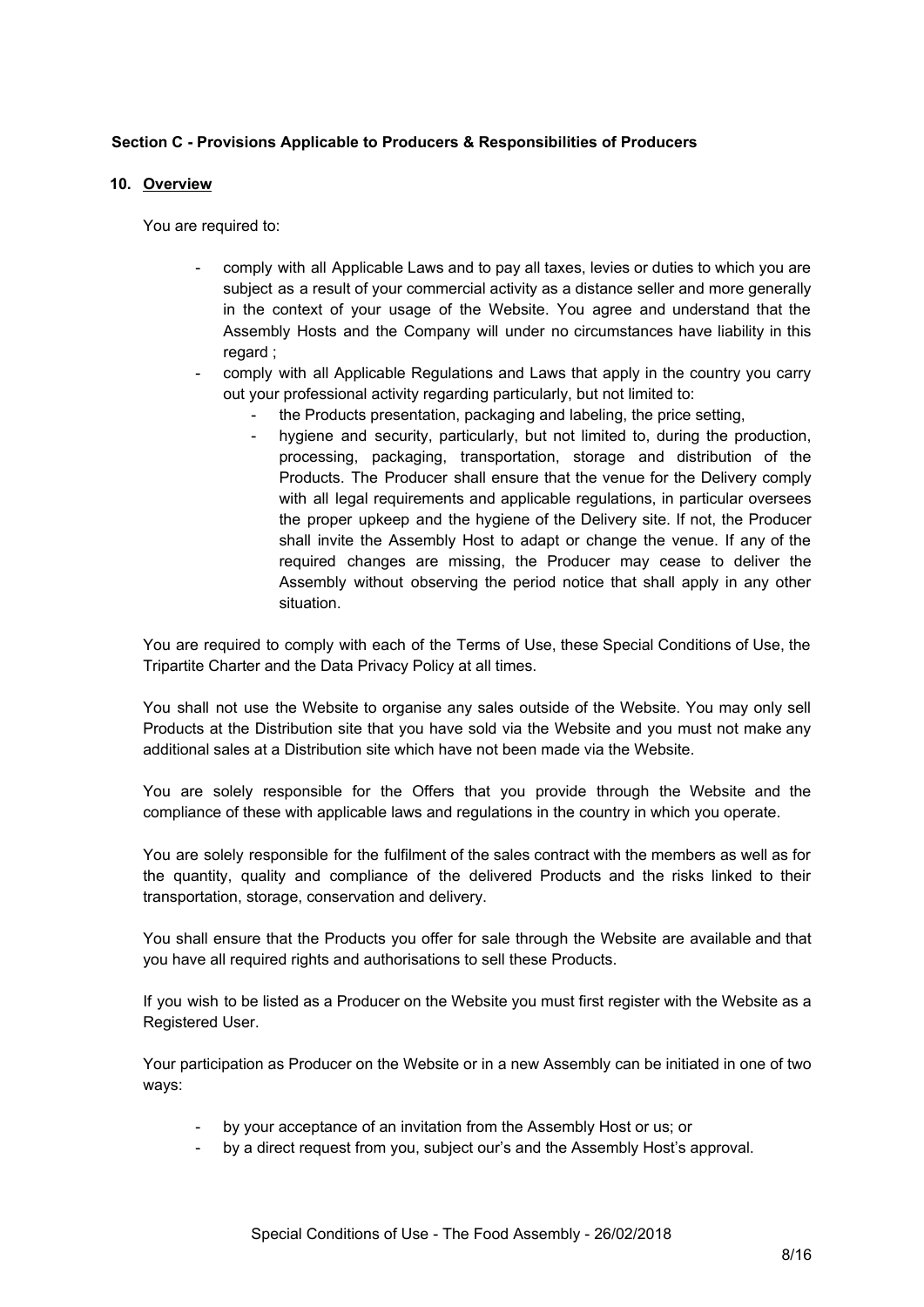**Section C - Provisions Applicable to Producers & Responsibilities of Producers**

## 10. Overview

You are required to:

- comply with all Applicable Laws and to pay all taxes, levies or duties to which you are subject as a result of your commercial activity as a distance seller and more generally in the context of your usage of the Website. You agree and understand that the Assembly Hosts and the Company will under no circumstances have liability in this regard ;
- comply with all Applicable Regulations and Laws that apply in the country you carry out your professional activity regarding particularly, but not limited to:
  - the Products presentation, packaging and labeling, the price setting,
  - hygiene and security, particularly, but not limited to, during the production, processing, packaging, transportation, storage and distribution of the Products. The Producer shall ensure that the venue for the Delivery comply with all legal requirements and applicable regulations, in particular oversees the proper upkeep and the hygiene of the Delivery site. If not, the Producer shall invite the Assembly Host to adapt or change the venue. If any of the required changes are missing, the Producer may cease to deliver the Assembly without observing the period notice that shall apply in any other situation.

You are required to comply with each of the Terms of Use, these Special Conditions of Use, the Tripartite Charter and the Data Privacy Policy at all times.

You shall not use the Website to organise any sales outside of the Website. You may only sell Products at the Distribution site that you have sold via the Website and you must not make any additional sales at a Distribution site which have not been made via the Website.

You are solely responsible for the Offers that you provide through the Website and the compliance of these with applicable laws and regulations in the country in which you operate.

You are solely responsible for the fulfilment of the sales contract with the members as well as for the quantity, quality and compliance of the delivered Products and the risks linked to their transportation, storage, conservation and delivery.

You shall ensure that the Products you offer for sale through the Website are available and that you have all required rights and authorisations to sell these Products.

If you wish to be listed as a Producer on the Website you must first register with the Website as a Registered User.

Your participation as Producer on the Website or in a new Assembly can be initiated in one of two ways:

- by your acceptance of an invitation from the Assembly Host or us; or
- by a direct request from you, subject our's and the Assembly Host's approval.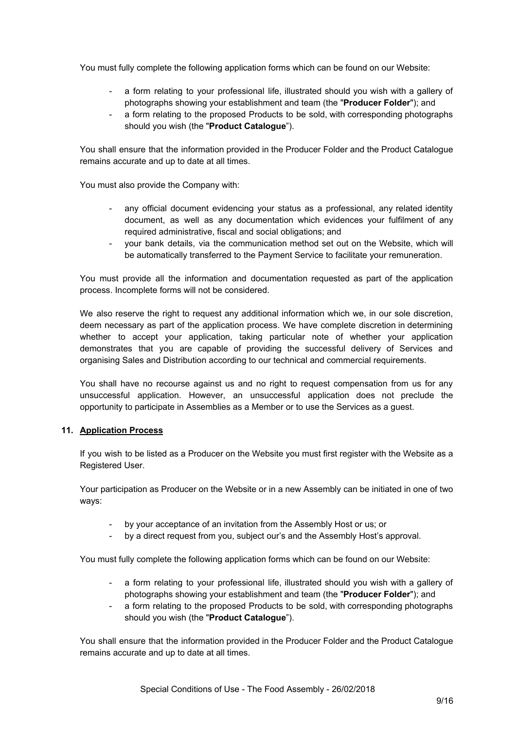You must fully complete the following application forms which can be found on our Website:

- a form relating to your professional life, illustrated should you wish with a gallery of photographs showing your establishment and team (the "**Producer Folder**"); and
- a form relating to the proposed Products to be sold, with corresponding photographs should you wish (the "**Product Catalogue**").

You shall ensure that the information provided in the Producer Folder and the Product Catalogue remains accurate and up to date at all times.

You must also provide the Company with:

- any official document evidencing your status as a professional, any related identity document, as well as any documentation which evidences your fulfilment of any required administrative, fiscal and social obligations; and
- your bank details, via the communication method set out on the Website, which will be automatically transferred to the Payment Service to facilitate your remuneration.

You must provide all the information and documentation requested as part of the application process. Incomplete forms will not be considered.

We also reserve the right to request any additional information which we, in our sole discretion, deem necessary as part of the application process. We have complete discretion in determining whether to accept your application, taking particular note of whether your application demonstrates that you are capable of providing the successful delivery of Services and organising Sales and Distribution according to our technical and commercial requirements.

You shall have no recourse against us and no right to request compensation from us for any unsuccessful application. However, an unsuccessful application does not preclude the opportunity to participate in Assemblies as a Member or to use the Services as a guest.

## 11. Application Process

If you wish to be listed as a Producer on the Website you must first register with the Website as a Registered User.

Your participation as Producer on the Website or in a new Assembly can be initiated in one of two ways:

- by your acceptance of an invitation from the Assembly Host or us; or
- by a direct request from you, subject our's and the Assembly Host's approval.

You must fully complete the following application forms which can be found on our Website:

- a form relating to your professional life, illustrated should you wish with a gallery of photographs showing your establishment and team (the "**Producer Folder**"); and
- a form relating to the proposed Products to be sold, with corresponding photographs should you wish (the "**Product Catalogue**").

You shall ensure that the information provided in the Producer Folder and the Product Catalogue remains accurate and up to date at all times.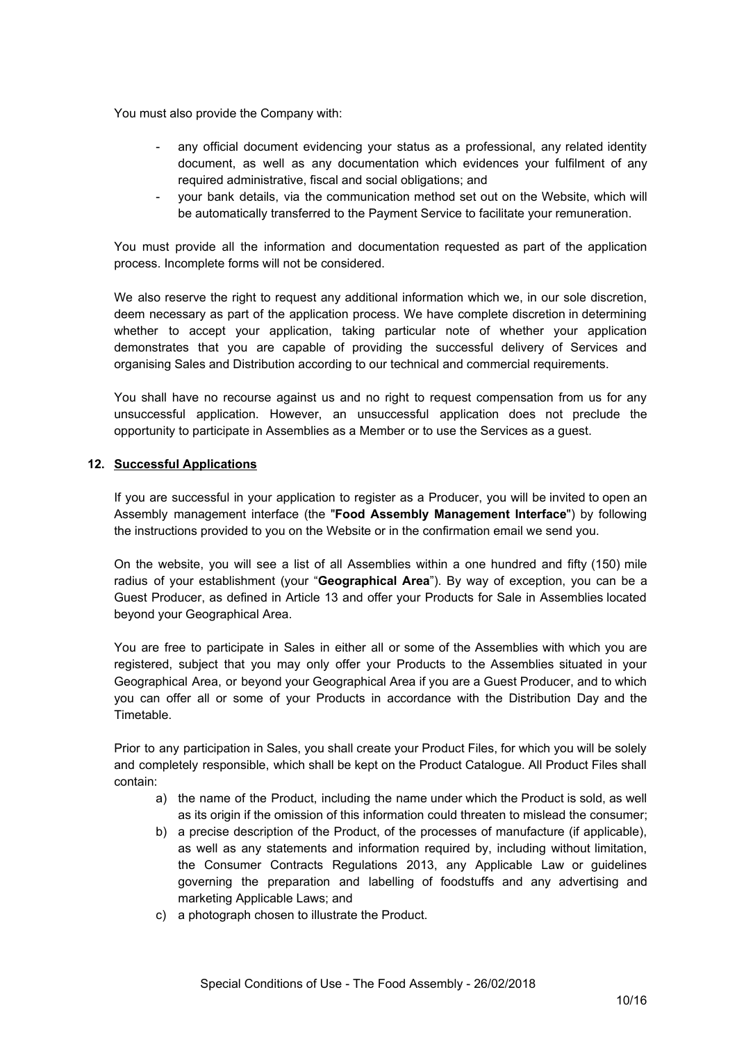You must also provide the Company with:

- any official document evidencing your status as a professional, any related identity document, as well as any documentation which evidences your fulfilment of any required administrative, fiscal and social obligations; and
- your bank details, via the communication method set out on the Website, which will be automatically transferred to the Payment Service to facilitate your remuneration.

You must provide all the information and documentation requested as part of the application process. Incomplete forms will not be considered.

We also reserve the right to request any additional information which we, in our sole discretion, deem necessary as part of the application process. We have complete discretion in determining whether to accept your application, taking particular note of whether your application demonstrates that you are capable of providing the successful delivery of Services and organising Sales and Distribution according to our technical and commercial requirements.

You shall have no recourse against us and no right to request compensation from us for any unsuccessful application. However, an unsuccessful application does not preclude the opportunity to participate in Assemblies as a Member or to use the Services as a guest.

## 12. Successful Applications

If you are successful in your application to register as a Producer, you will be invited to open an Assembly management interface (the "**Food Assembly Management Interface**") by following the instructions provided to you on the Website or in the confirmation email we send you.

On the website, you will see a list of all Assemblies within a one hundred and fifty (150) mile radius of your establishment (your "**Geographical Area**"). By way of exception, you can be a Guest Producer, as defined in Article 13 and offer your Products for Sale in Assemblies located beyond your Geographical Area.

You are free to participate in Sales in either all or some of the Assemblies with which you are registered, subject that you may only offer your Products to the Assemblies situated in your Geographical Area, or beyond your Geographical Area if you are a Guest Producer, and to which you can offer all or some of your Products in accordance with the Distribution Day and the Timetable.

Prior to any participation in Sales, you shall create your Product Files, for which you will be solely and completely responsible, which shall be kept on the Product Catalogue. All Product Files shall contain:

a) the name of the Product, including the name under which the Product is sold, as well as its origin if the omission of this information could threaten to mislead the consumer;
b) a precise description of the Product, of the processes of manufacture (if applicable), as well as any statements and information required by, including without limitation, the Consumer Contracts Regulations 2013, any Applicable Law or guidelines governing the preparation and labelling of foodstuffs and any advertising and marketing Applicable Laws; and
c) a photograph chosen to illustrate the Product.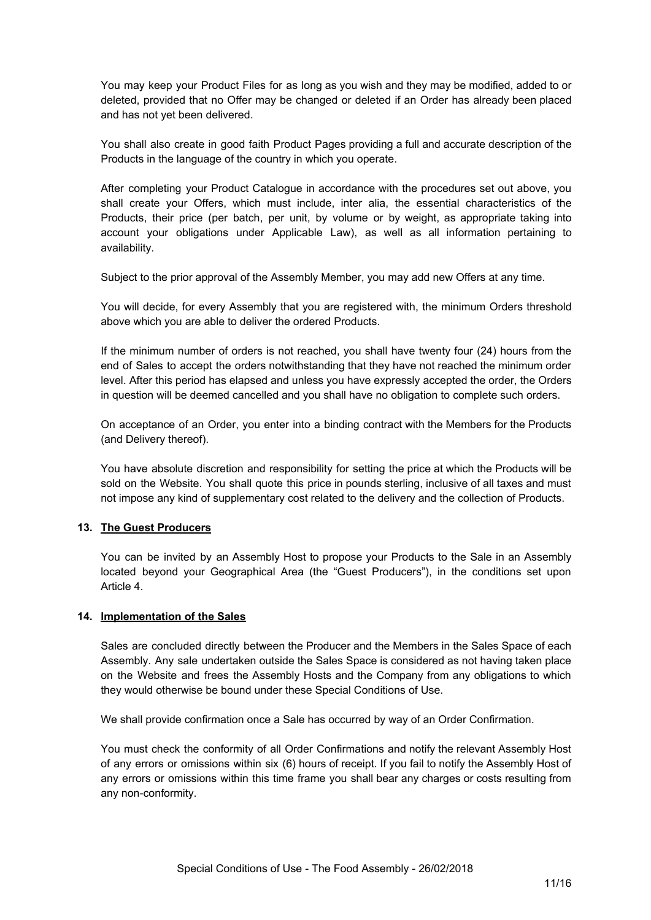You may keep your Product Files for as long as you wish and they may be modified, added to or deleted, provided that no Offer may be changed or deleted if an Order has already been placed and has not yet been delivered.

You shall also create in good faith Product Pages providing a full and accurate description of the Products in the language of the country in which you operate.

After completing your Product Catalogue in accordance with the procedures set out above, you shall create your Offers, which must include, inter alia, the essential characteristics of the Products, their price (per batch, per unit, by volume or by weight, as appropriate taking into account your obligations under Applicable Law), as well as all information pertaining to availability.

Subject to the prior approval of the Assembly Member, you may add new Offers at any time.

You will decide, for every Assembly that you are registered with, the minimum Orders threshold above which you are able to deliver the ordered Products.

If the minimum number of orders is not reached, you shall have twenty four (24) hours from the end of Sales to accept the orders notwithstanding that they have not reached the minimum order level. After this period has elapsed and unless you have expressly accepted the order, the Orders in question will be deemed cancelled and you shall have no obligation to complete such orders.

On acceptance of an Order, you enter into a binding contract with the Members for the Products (and Delivery thereof).

You have absolute discretion and responsibility for setting the price at which the Products will be sold on the Website. You shall quote this price in pounds sterling, inclusive of all taxes and must not impose any kind of supplementary cost related to the delivery and the collection of Products.

## 13. The Guest Producers

You can be invited by an Assembly Host to propose your Products to the Sale in an Assembly located beyond your Geographical Area (the "Guest Producers"), in the conditions set upon Article 4.

## 14. Implementation of the Sales

Sales are concluded directly between the Producer and the Members in the Sales Space of each Assembly. Any sale undertaken outside the Sales Space is considered as not having taken place on the Website and frees the Assembly Hosts and the Company from any obligations to which they would otherwise be bound under these Special Conditions of Use.

We shall provide confirmation once a Sale has occurred by way of an Order Confirmation.

You must check the conformity of all Order Confirmations and notify the relevant Assembly Host of any errors or omissions within six (6) hours of receipt. If you fail to notify the Assembly Host of any errors or omissions within this time frame you shall bear any charges or costs resulting from any non-conformity.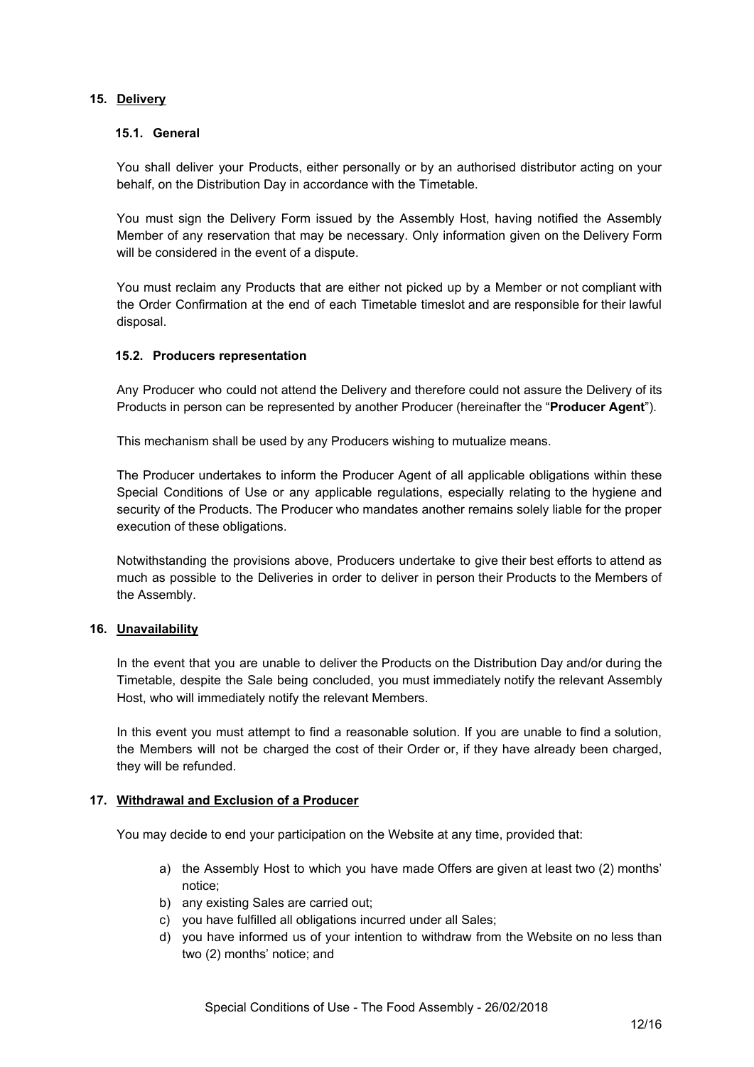## 15. Delivery

### 15.1. General

You shall deliver your Products, either personally or by an authorised distributor acting on your behalf, on the Distribution Day in accordance with the Timetable.

You must sign the Delivery Form issued by the Assembly Host, having notified the Assembly Member of any reservation that may be necessary. Only information given on the Delivery Form will be considered in the event of a dispute.

You must reclaim any Products that are either not picked up by a Member or not compliant with the Order Confirmation at the end of each Timetable timeslot and are responsible for their lawful disposal.

### 15.2. Producers representation

Any Producer who could not attend the Delivery and therefore could not assure the Delivery of its Products in person can be represented by another Producer (hereinafter the "**Producer Agent**").

This mechanism shall be used by any Producers wishing to mutualize means.

The Producer undertakes to inform the Producer Agent of all applicable obligations within these Special Conditions of Use or any applicable regulations, especially relating to the hygiene and security of the Products. The Producer who mandates another remains solely liable for the proper execution of these obligations.

Notwithstanding the provisions above, Producers undertake to give their best efforts to attend as much as possible to the Deliveries in order to deliver in person their Products to the Members of the Assembly.

## 16. Unavailability

In the event that you are unable to deliver the Products on the Distribution Day and/or during the Timetable, despite the Sale being concluded, you must immediately notify the relevant Assembly Host, who will immediately notify the relevant Members.

In this event you must attempt to find a reasonable solution. If you are unable to find a solution, the Members will not be charged the cost of their Order or, if they have already been charged, they will be refunded.

## 17. Withdrawal and Exclusion of a Producer

You may decide to end your participation on the Website at any time, provided that:

a) the Assembly Host to which you have made Offers are given at least two (2) months' notice;
b) any existing Sales are carried out;
c) you have fulfilled all obligations incurred under all Sales;
d) you have informed us of your intention to withdraw from the Website on no less than two (2) months' notice; and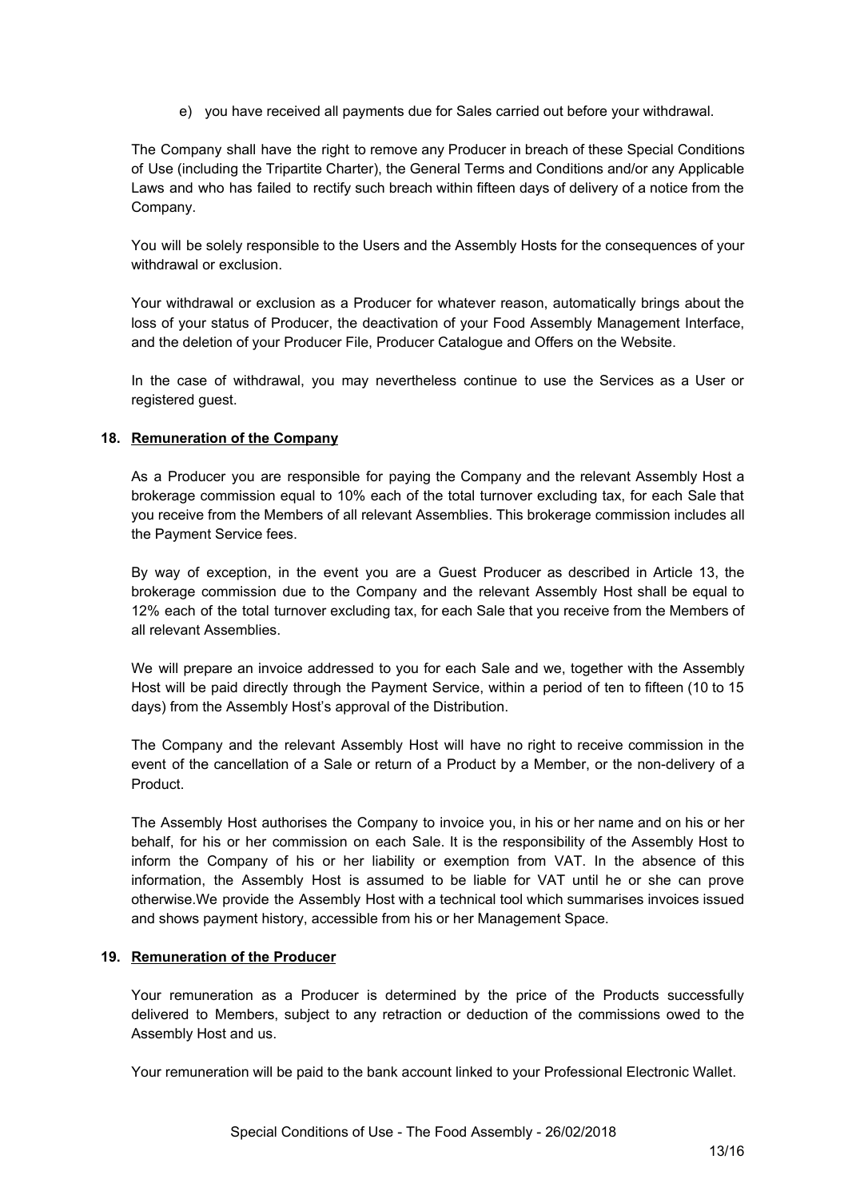e) you have received all payments due for Sales carried out before your withdrawal.

The Company shall have the right to remove any Producer in breach of these Special Conditions of Use (including the Tripartite Charter), the General Terms and Conditions and/or any Applicable Laws and who has failed to rectify such breach within fifteen days of delivery of a notice from the Company.

You will be solely responsible to the Users and the Assembly Hosts for the consequences of your withdrawal or exclusion.

Your withdrawal or exclusion as a Producer for whatever reason, automatically brings about the loss of your status of Producer, the deactivation of your Food Assembly Management Interface, and the deletion of your Producer File, Producer Catalogue and Offers on the Website.

In the case of withdrawal, you may nevertheless continue to use the Services as a User or registered guest.

## 18. Remuneration of the Company

As a Producer you are responsible for paying the Company and the relevant Assembly Host a brokerage commission equal to 10% each of the total turnover excluding tax, for each Sale that you receive from the Members of all relevant Assemblies. This brokerage commission includes all the Payment Service fees.

By way of exception, in the event you are a Guest Producer as described in Article 13, the brokerage commission due to the Company and the relevant Assembly Host shall be equal to 12% each of the total turnover excluding tax, for each Sale that you receive from the Members of all relevant Assemblies.

We will prepare an invoice addressed to you for each Sale and we, together with the Assembly Host will be paid directly through the Payment Service, within a period of ten to fifteen (10 to 15 days) from the Assembly Host's approval of the Distribution.

The Company and the relevant Assembly Host will have no right to receive commission in the event of the cancellation of a Sale or return of a Product by a Member, or the non-delivery of a Product.

The Assembly Host authorises the Company to invoice you, in his or her name and on his or her behalf, for his or her commission on each Sale. It is the responsibility of the Assembly Host to inform the Company of his or her liability or exemption from VAT. In the absence of this information, the Assembly Host is assumed to be liable for VAT until he or she can prove otherwise.We provide the Assembly Host with a technical tool which summarises invoices issued and shows payment history, accessible from his or her Management Space.

## 19. Remuneration of the Producer

Your remuneration as a Producer is determined by the price of the Products successfully delivered to Members, subject to any retraction or deduction of the commissions owed to the Assembly Host and us.

Your remuneration will be paid to the bank account linked to your Professional Electronic Wallet.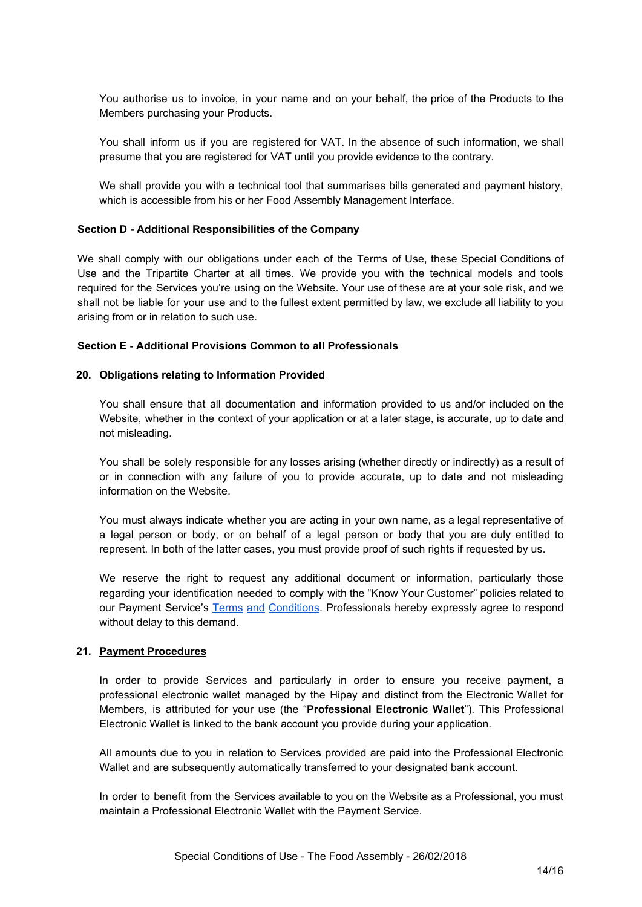You authorise us to invoice, in your name and on your behalf, the price of the Products to the Members purchasing your Products.

You shall inform us if you are registered for VAT. In the absence of such information, we shall presume that you are registered for VAT until you provide evidence to the contrary.

We shall provide you with a technical tool that summarises bills generated and payment history, which is accessible from his or her Food Assembly Management Interface.

### Section D - Additional Responsibilities of the Company

We shall comply with our obligations under each of the Terms of Use, these Special Conditions of Use and the Tripartite Charter at all times. We provide you with the technical models and tools required for the Services you're using on the Website. Your use of these are at your sole risk, and we shall not be liable for your use and to the fullest extent permitted by law, we exclude all liability to you arising from or in relation to such use.

### Section E - Additional Provisions Common to all Professionals

#### 20. Obligations relating to Information Provided

You shall ensure that all documentation and information provided to us and/or included on the Website, whether in the context of your application or at a later stage, is accurate, up to date and not misleading.

You shall be solely responsible for any losses arising (whether directly or indirectly) as a result of or in connection with any failure of you to provide accurate, up to date and not misleading information on the Website.

You must always indicate whether you are acting in your own name, as a legal representative of a legal person or body, or on behalf of a legal person or body that you are duly entitled to represent. In both of the latter cases, you must provide proof of such rights if requested by us.

We reserve the right to request any additional document or information, particularly those regarding your identification needed to comply with the "Know Your Customer" policies related to our Payment Service's Terms and Conditions. Professionals hereby expressly agree to respond without delay to this demand.

#### 21. Payment Procedures

In order to provide Services and particularly in order to ensure you receive payment, a professional electronic wallet managed by the Hipay and distinct from the Electronic Wallet for Members, is attributed for your use (the "**Professional Electronic Wallet**"). This Professional Electronic Wallet is linked to the bank account you provide during your application.

All amounts due to you in relation to Services provided are paid into the Professional Electronic Wallet and are subsequently automatically transferred to your designated bank account.

In order to benefit from the Services available to you on the Website as a Professional, you must maintain a Professional Electronic Wallet with the Payment Service.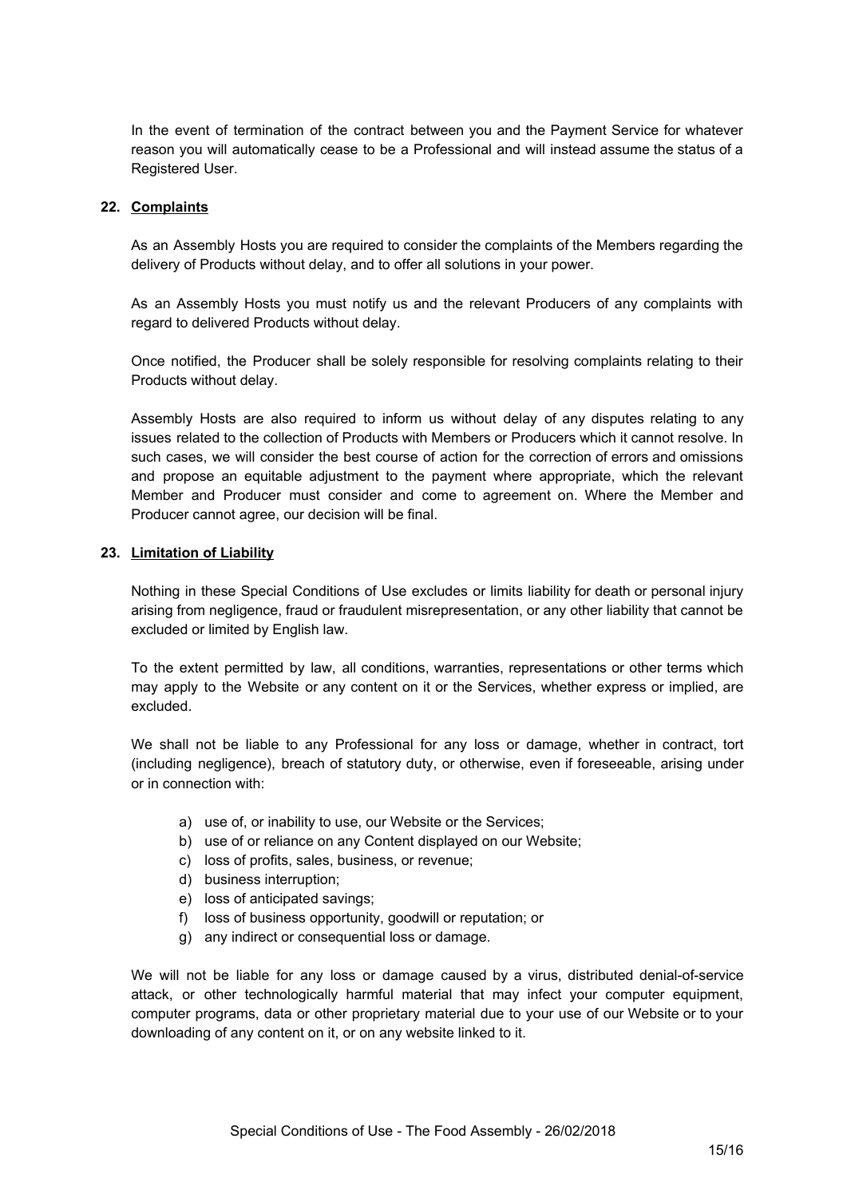In the event of termination of the contract between you and the Payment Service for whatever reason you will automatically cease to be a Professional and will instead assume the status of a Registered User.

## 22. Complaints

As an Assembly Hosts you are required to consider the complaints of the Members regarding the delivery of Products without delay, and to offer all solutions in your power.

As an Assembly Hosts you must notify us and the relevant Producers of any complaints with regard to delivered Products without delay.

Once notified, the Producer shall be solely responsible for resolving complaints relating to their Products without delay.

Assembly Hosts are also required to inform us without delay of any disputes relating to any issues related to the collection of Products with Members or Producers which it cannot resolve. In such cases, we will consider the best course of action for the correction of errors and omissions and propose an equitable adjustment to the payment where appropriate, which the relevant Member and Producer must consider and come to agreement on. Where the Member and Producer cannot agree, our decision will be final.

## 23. Limitation of Liability

Nothing in these Special Conditions of Use excludes or limits liability for death or personal injury arising from negligence, fraud or fraudulent misrepresentation, or any other liability that cannot be excluded or limited by English law.

To the extent permitted by law, all conditions, warranties, representations or other terms which may apply to the Website or any content on it or the Services, whether express or implied, are excluded.

We shall not be liable to any Professional for any loss or damage, whether in contract, tort (including negligence), breach of statutory duty, or otherwise, even if foreseeable, arising under or in connection with:

a) use of, or inability to use, our Website or the Services;
b) use of or reliance on any Content displayed on our Website;
c) loss of profits, sales, business, or revenue;
d) business interruption;
e) loss of anticipated savings;
f) loss of business opportunity, goodwill or reputation; or
g) any indirect or consequential loss or damage.

We will not be liable for any loss or damage caused by a virus, distributed denial-of-service attack, or other technologically harmful material that may infect your computer equipment, computer programs, data or other proprietary material due to your use of our Website or to your downloading of any content on it, or on any website linked to it.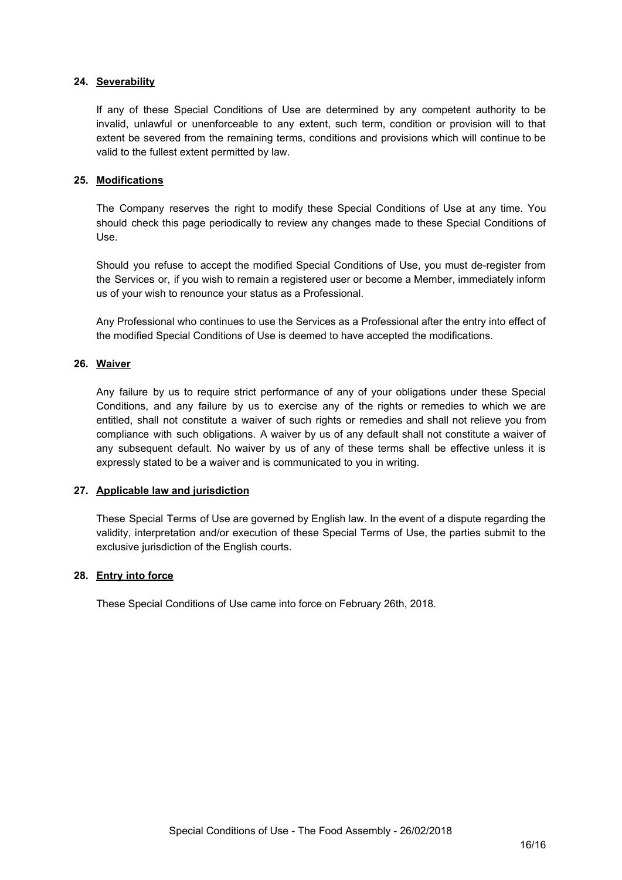## 24. Severability

If any of these Special Conditions of Use are determined by any competent authority to be invalid, unlawful or unenforceable to any extent, such term, condition or provision will to that extent be severed from the remaining terms, conditions and provisions which will continue to be valid to the fullest extent permitted by law.

## 25. Modifications

The Company reserves the right to modify these Special Conditions of Use at any time. You should check this page periodically to review any changes made to these Special Conditions of Use.

Should you refuse to accept the modified Special Conditions of Use, you must de-register from the Services or, if you wish to remain a registered user or become a Member, immediately inform us of your wish to renounce your status as a Professional.

Any Professional who continues to use the Services as a Professional after the entry into effect of the modified Special Conditions of Use is deemed to have accepted the modifications.

## 26. Waiver

Any failure by us to require strict performance of any of your obligations under these Special Conditions, and any failure by us to exercise any of the rights or remedies to which we are entitled, shall not constitute a waiver of such rights or remedies and shall not relieve you from compliance with such obligations. A waiver by us of any default shall not constitute a waiver of any subsequent default. No waiver by us of any of these terms shall be effective unless it is expressly stated to be a waiver and is communicated to you in writing.

## 27. Applicable law and jurisdiction

These Special Terms of Use are governed by English law. In the event of a dispute regarding the validity, interpretation and/or execution of these Special Terms of Use, the parties submit to the exclusive jurisdiction of the English courts.

## 28. Entry into force

These Special Conditions of Use came into force on February 26th, 2018.